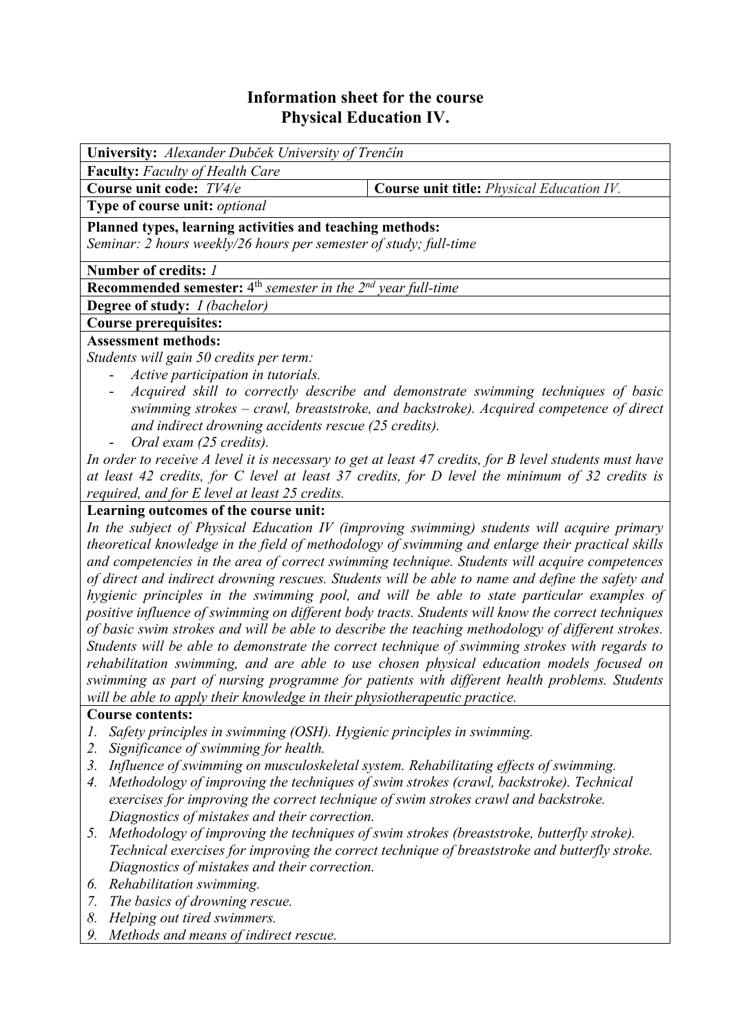# Information sheet for the course
# Physical Education IV.

**University:** *Alexander Dubček University of Trenčín*

**Faculty:** *Faculty of Health Care*

| **Course unit code:** *TV4/e* | **Course unit title:** *Physical Education IV.* |
|---|---|

**Type of course unit:** *optional*

**Planned types, learning activities and teaching methods:**
*Seminar: 2 hours weekly/26 hours per semester of study; full-time*

**Number of credits:** *1*

**Recommended semester:** 4th *semester in the 2nd year full-time*

**Degree of study:** *I (bachelor)*

**Course prerequisites:**

**Assessment methods:**
*Students will gain 50 credits per term:*

- *Active participation in tutorials.*
- *Acquired skill to correctly describe and demonstrate swimming techniques of basic swimming strokes – crawl, breaststroke, and backstroke). Acquired competence of direct and indirect drowning accidents rescue (25 credits).*
- *Oral exam (25 credits).*

*In order to receive A level it is necessary to get at least 47 credits, for B level students must have at least 42 credits, for C level at least 37 credits, for D level the minimum of 32 credits is required, and for E level at least 25 credits.*

**Learning outcomes of the course unit:**
*In the subject of Physical Education IV (improving swimming) students will acquire primary theoretical knowledge in the field of methodology of swimming and enlarge their practical skills and competencies in the area of correct swimming technique. Students will acquire competences of direct and indirect drowning rescues. Students will be able to name and define the safety and hygienic principles in the swimming pool, and will be able to state particular examples of positive influence of swimming on different body tracts. Students will know the correct techniques of basic swim strokes and will be able to describe the teaching methodology of different strokes. Students will be able to demonstrate the correct technique of swimming strokes with regards to rehabilitation swimming, and are able to use chosen physical education models focused on swimming as part of nursing programme for patients with different health problems. Students will be able to apply their knowledge in their physiotherapeutic practice.*

**Course contents:**

1. *Safety principles in swimming (OSH). Hygienic principles in swimming.*
2. *Significance of swimming for health.*
3. *Influence of swimming on musculoskeletal system. Rehabilitating effects of swimming.*
4. *Methodology of improving the techniques of swim strokes (crawl, backstroke). Technical exercises for improving the correct technique of swim strokes crawl and backstroke. Diagnostics of mistakes and their correction.*
5. *Methodology of improving the techniques of swim strokes (breaststroke, butterfly stroke). Technical exercises for improving the correct technique of breaststroke and butterfly stroke. Diagnostics of mistakes and their correction.*
6. *Rehabilitation swimming.*
7. *The basics of drowning rescue.*
8. *Helping out tired swimmers.*
9. *Methods and means of indirect rescue.*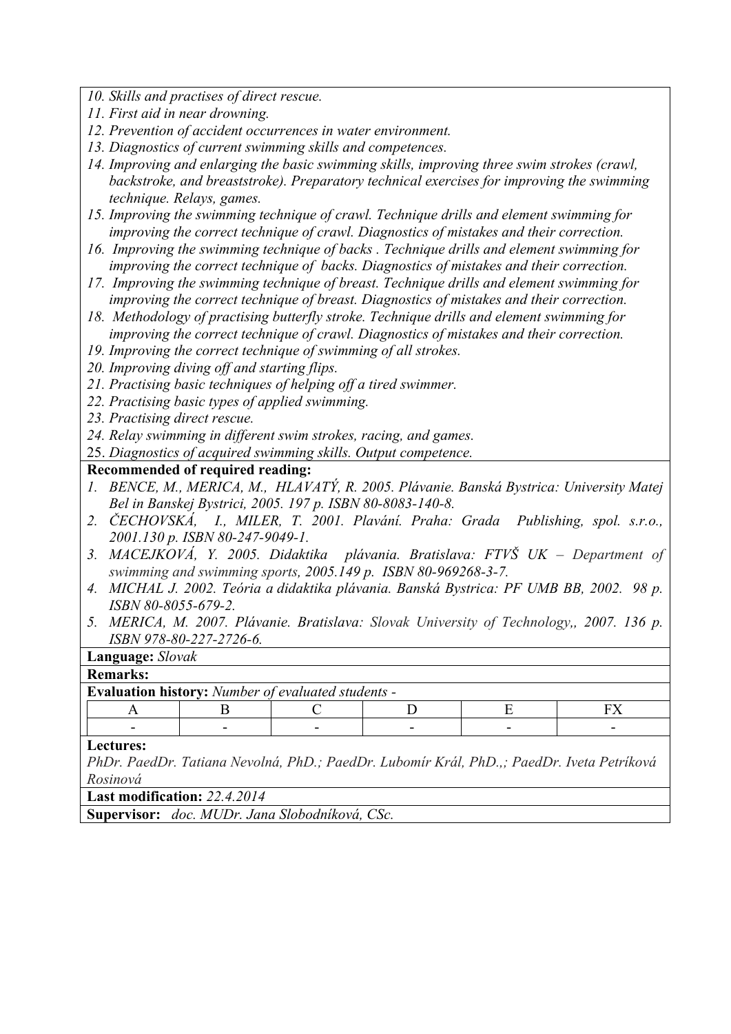10. *Skills and practises of direct rescue.*
11. *First aid in near drowning.*
12. *Prevention of accident occurrences in water environment.*
13. *Diagnostics of current swimming skills and competences.*
14. *Improving and enlarging the basic swimming skills, improving three swim strokes (crawl, backstroke, and breaststroke). Preparatory technical exercises for improving the swimming technique. Relays, games.*
15. *Improving the swimming technique of crawl. Technique drills and element swimming for improving the correct technique of crawl. Diagnostics of mistakes and their correction.*
16. *Improving the swimming technique of backs . Technique drills and element swimming for improving the correct technique of backs. Diagnostics of mistakes and their correction.*
17. *Improving the swimming technique of breast. Technique drills and element swimming for improving the correct technique of breast. Diagnostics of mistakes and their correction.*
18. *Methodology of practising butterfly stroke. Technique drills and element swimming for improving the correct technique of crawl. Diagnostics of mistakes and their correction.*
19. *Improving the correct technique of swimming of all strokes.*
20. *Improving diving off and starting flips.*
21. *Practising basic techniques of helping off a tired swimmer.*
22. *Practising basic types of applied swimming.*
23. *Practising direct rescue.*
24. *Relay swimming in different swim strokes, racing, and games.*
25. *Diagnostics of acquired swimming skills. Output competence.*

**Recommended of required reading:**

1. *BENCE, M., MERICA, M., HLAVATÝ, R. 2005. Plávanie. Banská Bystrica: University Matej Bel in Banskej Bystrici, 2005. 197 p. ISBN 80-8083-140-8.*
2. *ČECHOVSKÁ, I., MILER, T. 2001. Plavání. Praha: Grada Publishing, spol. s.r.o., 2001.130 p. ISBN 80-247-9049-1.*
3. *MACEJKOVÁ, Y. 2005. Didaktika plávania. Bratislava: FTVŠ UK – Department of swimming and swimming sports, 2005.149 p. ISBN 80-969268-3-7.*
4. *MICHAL J. 2002. Teória a didaktika plávania. Banská Bystrica: PF UMB BB, 2002. 98 p. ISBN 80-8055-679-2.*
5. *MERICA, M. 2007. Plávanie. Bratislava: Slovak University of Technology,, 2007. 136 p. ISBN 978-80-227-2726-6.*

**Language:** *Slovak*

**Remarks:**

**Evaluation history:** *Number of evaluated students -*

| A | B | C | D | E | FX |
|---|---|---|---|---|---|
| - | - | - | - | - | - |

**Lectures:**
*PhDr. PaedDr. Tatiana Nevolná, PhD.; PaedDr. Lubomír Král, PhD.,; PaedDr. Iveta Petríková Rosinová*

**Last modification:** *22.4.2014*

**Supervisor:** *doc. MUDr. Jana Slobodníková, CSc.*